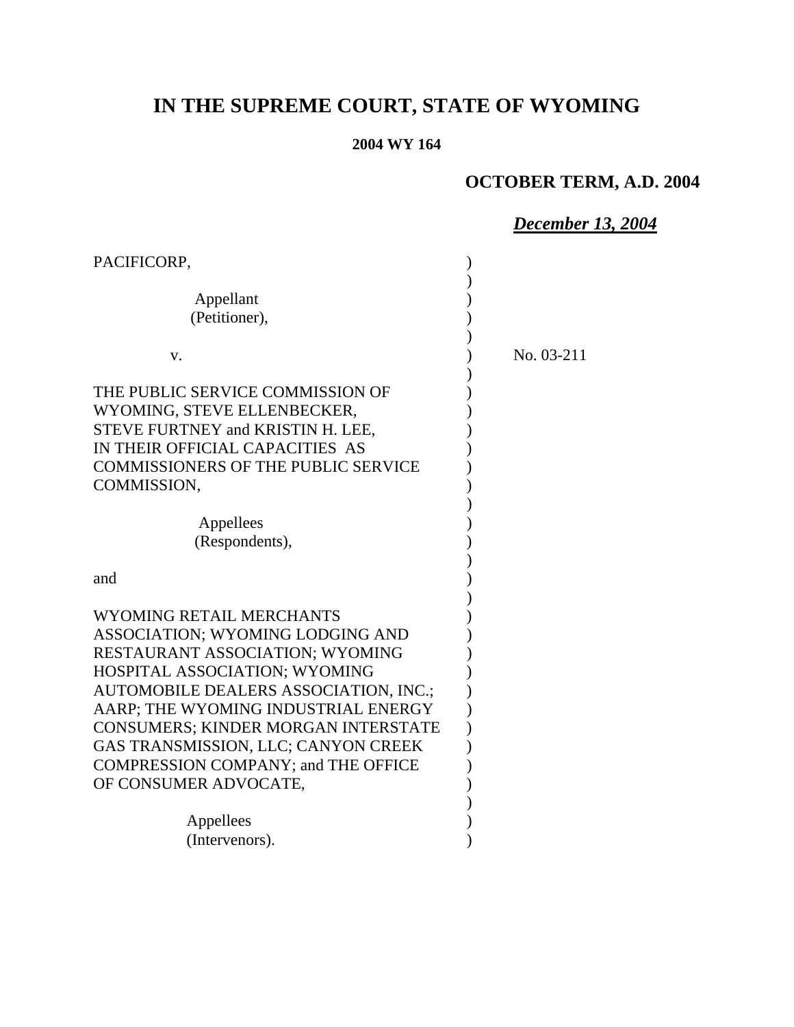# IN THE SUPREME COURT, STATE OF WYOMING

**2004 WY 164**

**OCTOBER TERM, A.D. 2004**

***December 13, 2004***

PACIFICORP,

Appellant
(Petitioner),

v.

No. 03-211

THE PUBLIC SERVICE COMMISSION OF WYOMING, STEVE ELLENBECKER, STEVE FURTNEY and KRISTIN H. LEE, IN THEIR OFFICIAL CAPACITIES AS COMMISSIONERS OF THE PUBLIC SERVICE COMMISSION,

Appellees
(Respondents),

and

WYOMING RETAIL MERCHANTS ASSOCIATION; WYOMING LODGING AND RESTAURANT ASSOCIATION; WYOMING HOSPITAL ASSOCIATION; WYOMING AUTOMOBILE DEALERS ASSOCIATION, INC.; AARP; THE WYOMING INDUSTRIAL ENERGY CONSUMERS; KINDER MORGAN INTERSTATE GAS TRANSMISSION, LLC; CANYON CREEK COMPRESSION COMPANY; and THE OFFICE OF CONSUMER ADVOCATE,

Appellees
(Intervenors).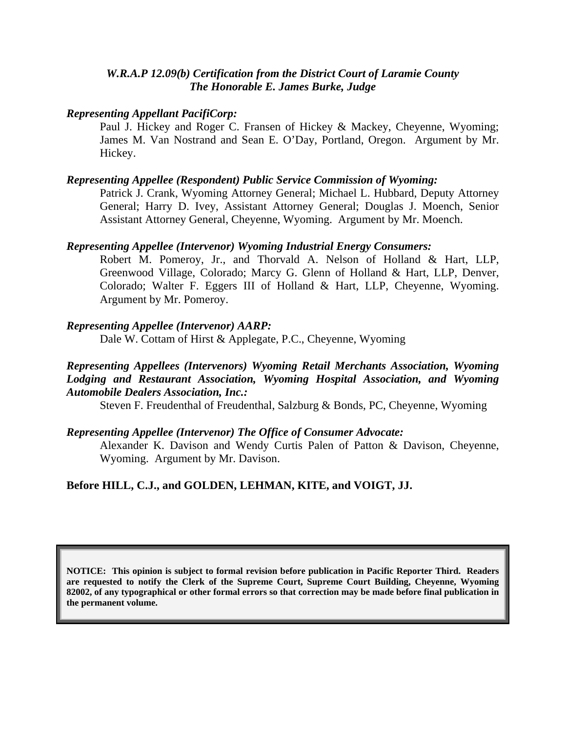*W.R.A.P 12.09(b) Certification from the District Court of Laramie County*
*The Honorable E. James Burke, Judge*

***Representing Appellant PacifiCorp:***

Paul J. Hickey and Roger C. Fransen of Hickey & Mackey, Cheyenne, Wyoming; James M. Van Nostrand and Sean E. O'Day, Portland, Oregon. Argument by Mr. Hickey.

***Representing Appellee (Respondent) Public Service Commission of Wyoming:***

Patrick J. Crank, Wyoming Attorney General; Michael L. Hubbard, Deputy Attorney General; Harry D. Ivey, Assistant Attorney General; Douglas J. Moench, Senior Assistant Attorney General, Cheyenne, Wyoming. Argument by Mr. Moench.

***Representing Appellee (Intervenor) Wyoming Industrial Energy Consumers:***

Robert M. Pomeroy, Jr., and Thorvald A. Nelson of Holland & Hart, LLP, Greenwood Village, Colorado; Marcy G. Glenn of Holland & Hart, LLP, Denver, Colorado; Walter F. Eggers III of Holland & Hart, LLP, Cheyenne, Wyoming. Argument by Mr. Pomeroy.

***Representing Appellee (Intervenor) AARP:***

Dale W. Cottam of Hirst & Applegate, P.C., Cheyenne, Wyoming

***Representing Appellees (Intervenors) Wyoming Retail Merchants Association, Wyoming Lodging and Restaurant Association, Wyoming Hospital Association, and Wyoming Automobile Dealers Association, Inc.:***

Steven F. Freudenthal of Freudenthal, Salzburg & Bonds, PC, Cheyenne, Wyoming

***Representing Appellee (Intervenor) The Office of Consumer Advocate:***

Alexander K. Davison and Wendy Curtis Palen of Patton & Davison, Cheyenne, Wyoming. Argument by Mr. Davison.

**Before HILL, C.J., and GOLDEN, LEHMAN, KITE, and VOIGT, JJ.**

**NOTICE: This opinion is subject to formal revision before publication in Pacific Reporter Third. Readers are requested to notify the Clerk of the Supreme Court, Supreme Court Building, Cheyenne, Wyoming 82002, of any typographical or other formal errors so that correction may be made before final publication in the permanent volume.**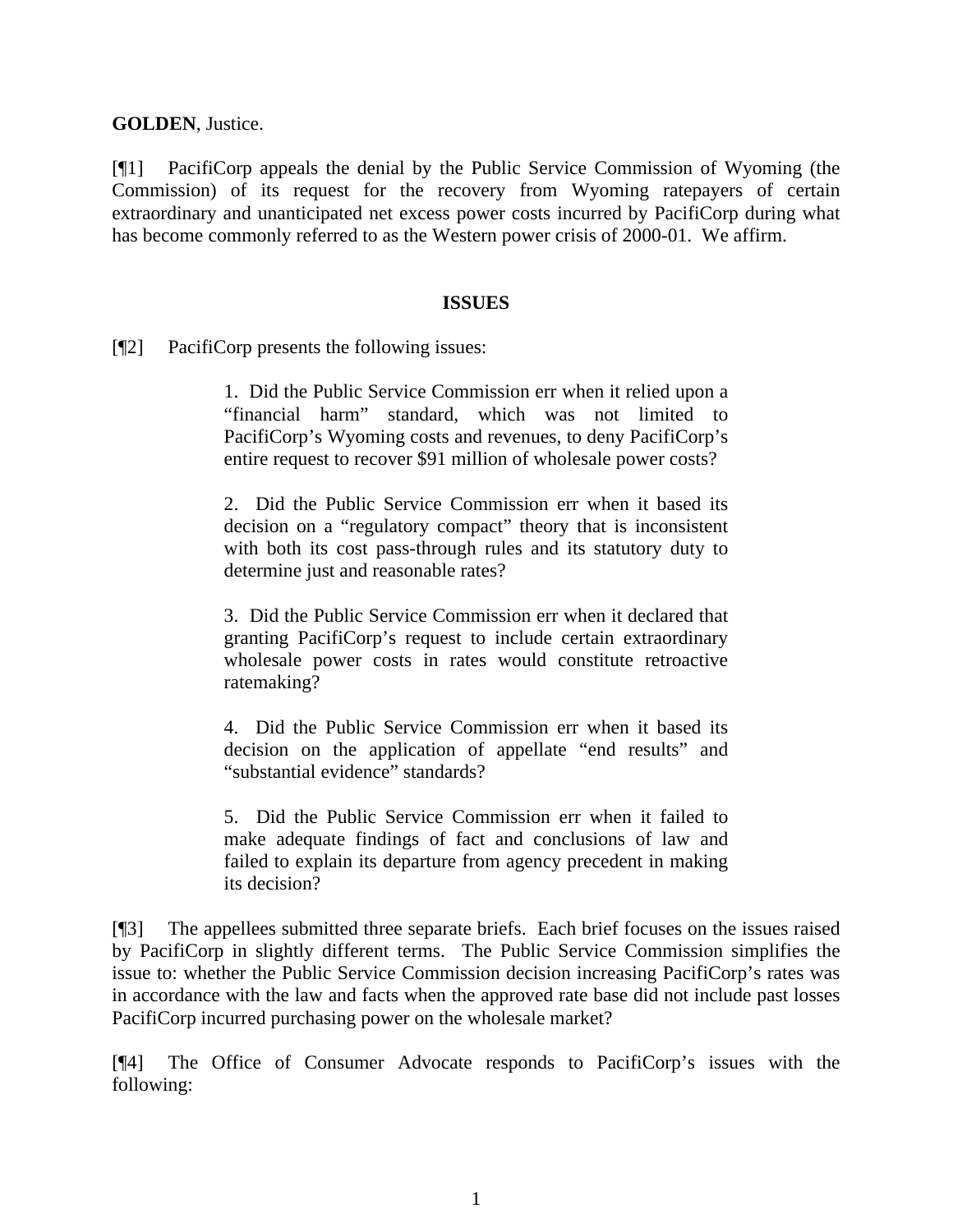**GOLDEN**, Justice.

[¶1] PacifiCorp appeals the denial by the Public Service Commission of Wyoming (the Commission) of its request for the recovery from Wyoming ratepayers of certain extraordinary and unanticipated net excess power costs incurred by PacifiCorp during what has become commonly referred to as the Western power crisis of 2000-01. We affirm.

## ISSUES

[¶2] PacifiCorp presents the following issues:

> 1. Did the Public Service Commission err when it relied upon a "financial harm" standard, which was not limited to PacifiCorp's Wyoming costs and revenues, to deny PacifiCorp's entire request to recover $91 million of wholesale power costs?
>
> 2. Did the Public Service Commission err when it based its decision on a "regulatory compact" theory that is inconsistent with both its cost pass-through rules and its statutory duty to determine just and reasonable rates?
>
> 3. Did the Public Service Commission err when it declared that granting PacifiCorp's request to include certain extraordinary wholesale power costs in rates would constitute retroactive ratemaking?
>
> 4. Did the Public Service Commission err when it based its decision on the application of appellate "end results" and "substantial evidence" standards?
>
> 5. Did the Public Service Commission err when it failed to make adequate findings of fact and conclusions of law and failed to explain its departure from agency precedent in making its decision?

[¶3] The appellees submitted three separate briefs. Each brief focuses on the issues raised by PacifiCorp in slightly different terms. The Public Service Commission simplifies the issue to: whether the Public Service Commission decision increasing PacifiCorp's rates was in accordance with the law and facts when the approved rate base did not include past losses PacifiCorp incurred purchasing power on the wholesale market?

[¶4] The Office of Consumer Advocate responds to PacifiCorp's issues with the following: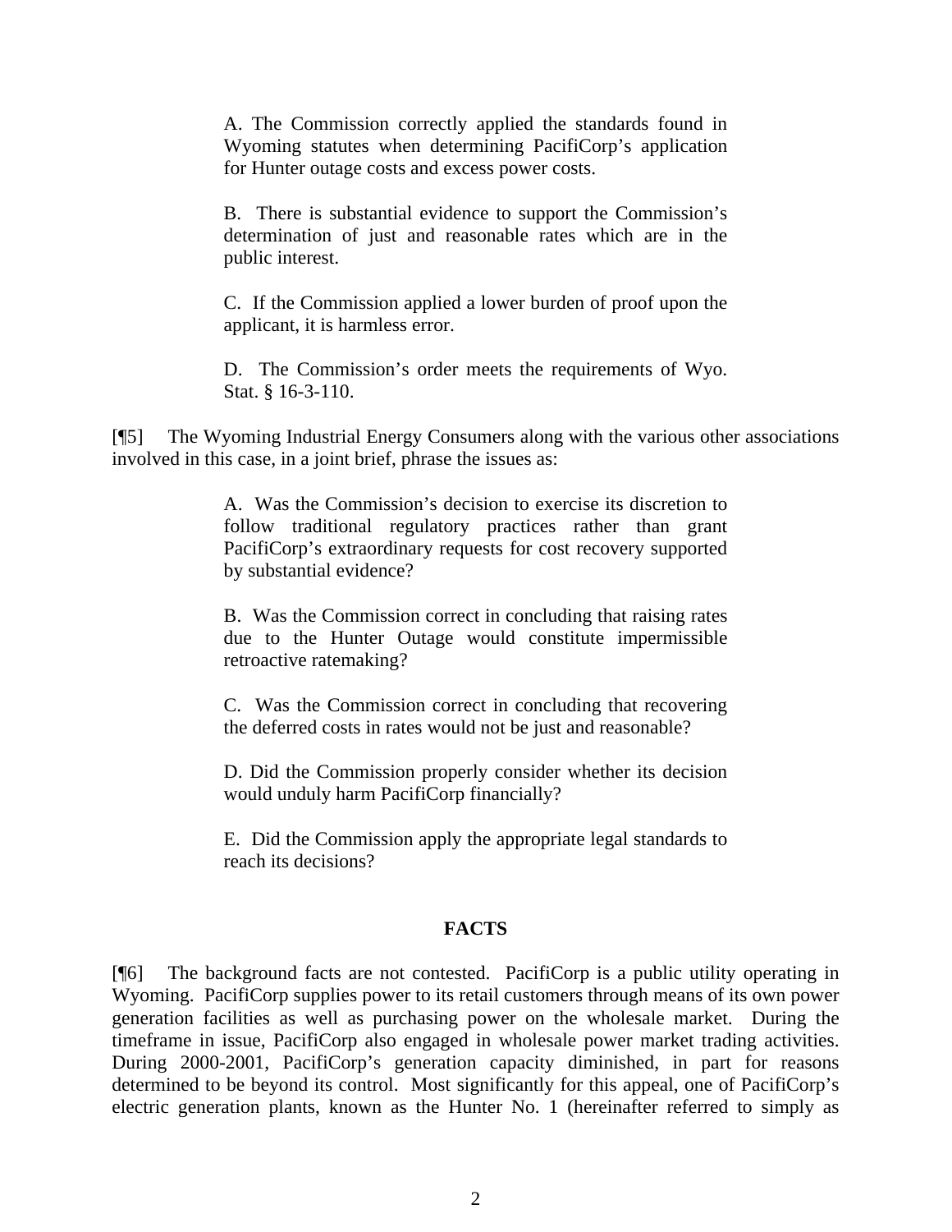> A. The Commission correctly applied the standards found in Wyoming statutes when determining PacifiCorp's application for Hunter outage costs and excess power costs.
>
> B. There is substantial evidence to support the Commission's determination of just and reasonable rates which are in the public interest.
>
> C. If the Commission applied a lower burden of proof upon the applicant, it is harmless error.
>
> D. The Commission's order meets the requirements of Wyo. Stat. § 16-3-110.

[¶5] The Wyoming Industrial Energy Consumers along with the various other associations involved in this case, in a joint brief, phrase the issues as:

> A. Was the Commission's decision to exercise its discretion to follow traditional regulatory practices rather than grant PacifiCorp's extraordinary requests for cost recovery supported by substantial evidence?
>
> B. Was the Commission correct in concluding that raising rates due to the Hunter Outage would constitute impermissible retroactive ratemaking?
>
> C. Was the Commission correct in concluding that recovering the deferred costs in rates would not be just and reasonable?
>
> D. Did the Commission properly consider whether its decision would unduly harm PacifiCorp financially?
>
> E. Did the Commission apply the appropriate legal standards to reach its decisions?

**FACTS**

[¶6] The background facts are not contested. PacifiCorp is a public utility operating in Wyoming. PacifiCorp supplies power to its retail customers through means of its own power generation facilities as well as purchasing power on the wholesale market. During the timeframe in issue, PacifiCorp also engaged in wholesale power market trading activities. During 2000-2001, PacifiCorp's generation capacity diminished, in part for reasons determined to be beyond its control. Most significantly for this appeal, one of PacifiCorp's electric generation plants, known as the Hunter No. 1 (hereinafter referred to simply as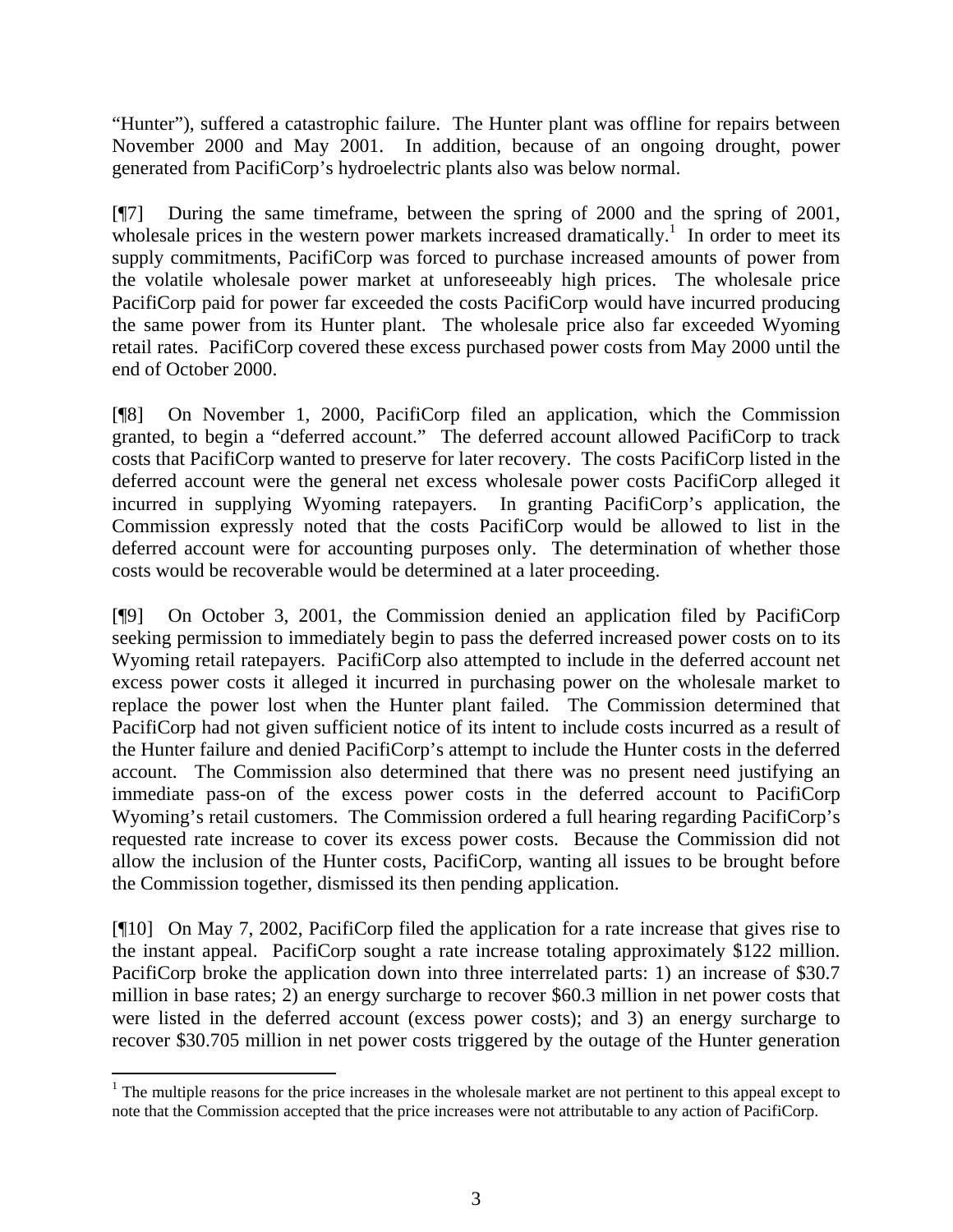"Hunter"), suffered a catastrophic failure. The Hunter plant was offline for repairs between November 2000 and May 2001. In addition, because of an ongoing drought, power generated from PacifiCorp's hydroelectric plants also was below normal.

[¶7] During the same timeframe, between the spring of 2000 and the spring of 2001, wholesale prices in the western power markets increased dramatically.[1] In order to meet its supply commitments, PacifiCorp was forced to purchase increased amounts of power from the volatile wholesale power market at unforeseeably high prices. The wholesale price PacifiCorp paid for power far exceeded the costs PacifiCorp would have incurred producing the same power from its Hunter plant. The wholesale price also far exceeded Wyoming retail rates. PacifiCorp covered these excess purchased power costs from May 2000 until the end of October 2000.

[¶8] On November 1, 2000, PacifiCorp filed an application, which the Commission granted, to begin a "deferred account." The deferred account allowed PacifiCorp to track costs that PacifiCorp wanted to preserve for later recovery. The costs PacifiCorp listed in the deferred account were the general net excess wholesale power costs PacifiCorp alleged it incurred in supplying Wyoming ratepayers. In granting PacifiCorp's application, the Commission expressly noted that the costs PacifiCorp would be allowed to list in the deferred account were for accounting purposes only. The determination of whether those costs would be recoverable would be determined at a later proceeding.

[¶9] On October 3, 2001, the Commission denied an application filed by PacifiCorp seeking permission to immediately begin to pass the deferred increased power costs on to its Wyoming retail ratepayers. PacifiCorp also attempted to include in the deferred account net excess power costs it alleged it incurred in purchasing power on the wholesale market to replace the power lost when the Hunter plant failed. The Commission determined that PacifiCorp had not given sufficient notice of its intent to include costs incurred as a result of the Hunter failure and denied PacifiCorp's attempt to include the Hunter costs in the deferred account. The Commission also determined that there was no present need justifying an immediate pass-on of the excess power costs in the deferred account to PacifiCorp Wyoming's retail customers. The Commission ordered a full hearing regarding PacifiCorp's requested rate increase to cover its excess power costs. Because the Commission did not allow the inclusion of the Hunter costs, PacifiCorp, wanting all issues to be brought before the Commission together, dismissed its then pending application.

[¶10] On May 7, 2002, PacifiCorp filed the application for a rate increase that gives rise to the instant appeal. PacifiCorp sought a rate increase totaling approximately \$122 million. PacifiCorp broke the application down into three interrelated parts: 1) an increase of \$30.7 million in base rates; 2) an energy surcharge to recover \$60.3 million in net power costs that were listed in the deferred account (excess power costs); and 3) an energy surcharge to recover \$30.705 million in net power costs triggered by the outage of the Hunter generation

[1] The multiple reasons for the price increases in the wholesale market are not pertinent to this appeal except to note that the Commission accepted that the price increases were not attributable to any action of PacifiCorp.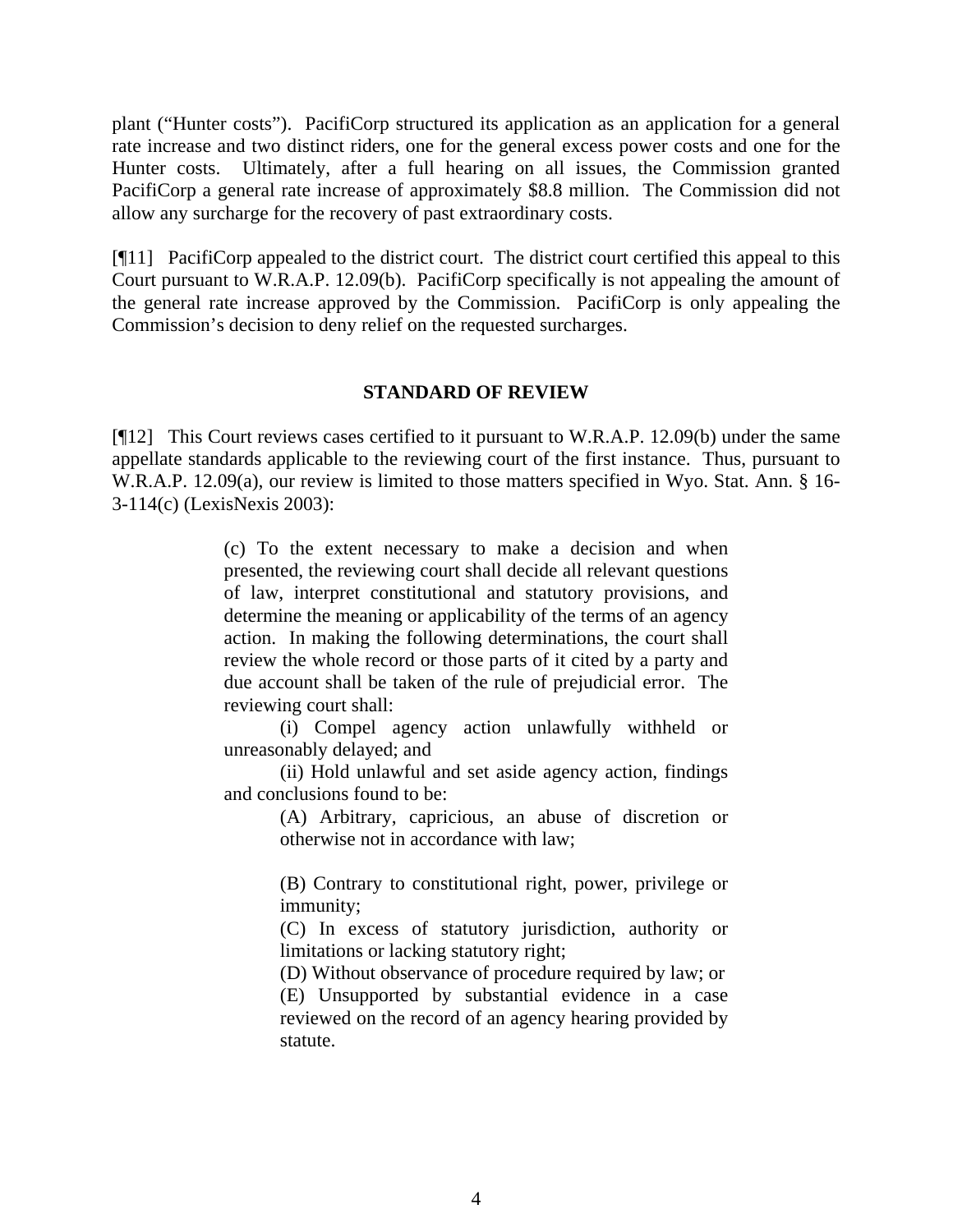plant ("Hunter costs"). PacifiCorp structured its application as an application for a general rate increase and two distinct riders, one for the general excess power costs and one for the Hunter costs. Ultimately, after a full hearing on all issues, the Commission granted PacifiCorp a general rate increase of approximately $8.8 million. The Commission did not allow any surcharge for the recovery of past extraordinary costs.

[¶11] PacifiCorp appealed to the district court. The district court certified this appeal to this Court pursuant to W.R.A.P. 12.09(b). PacifiCorp specifically is not appealing the amount of the general rate increase approved by the Commission. PacifiCorp is only appealing the Commission's decision to deny relief on the requested surcharges.

## STANDARD OF REVIEW

[¶12] This Court reviews cases certified to it pursuant to W.R.A.P. 12.09(b) under the same appellate standards applicable to the reviewing court of the first instance. Thus, pursuant to W.R.A.P. 12.09(a), our review is limited to those matters specified in Wyo. Stat. Ann. § 16-3-114(c) (LexisNexis 2003):

> (c) To the extent necessary to make a decision and when presented, the reviewing court shall decide all relevant questions of law, interpret constitutional and statutory provisions, and determine the meaning or applicability of the terms of an agency action. In making the following determinations, the court shall review the whole record or those parts of it cited by a party and due account shall be taken of the rule of prejudicial error. The reviewing court shall:
>
> (i) Compel agency action unlawfully withheld or unreasonably delayed; and
>
> (ii) Hold unlawful and set aside agency action, findings and conclusions found to be:
>
> > (A) Arbitrary, capricious, an abuse of discretion or otherwise not in accordance with law;
> >
> > (B) Contrary to constitutional right, power, privilege or immunity;
> >
> > (C) In excess of statutory jurisdiction, authority or limitations or lacking statutory right;
> >
> > (D) Without observance of procedure required by law; or
> >
> > (E) Unsupported by substantial evidence in a case reviewed on the record of an agency hearing provided by statute.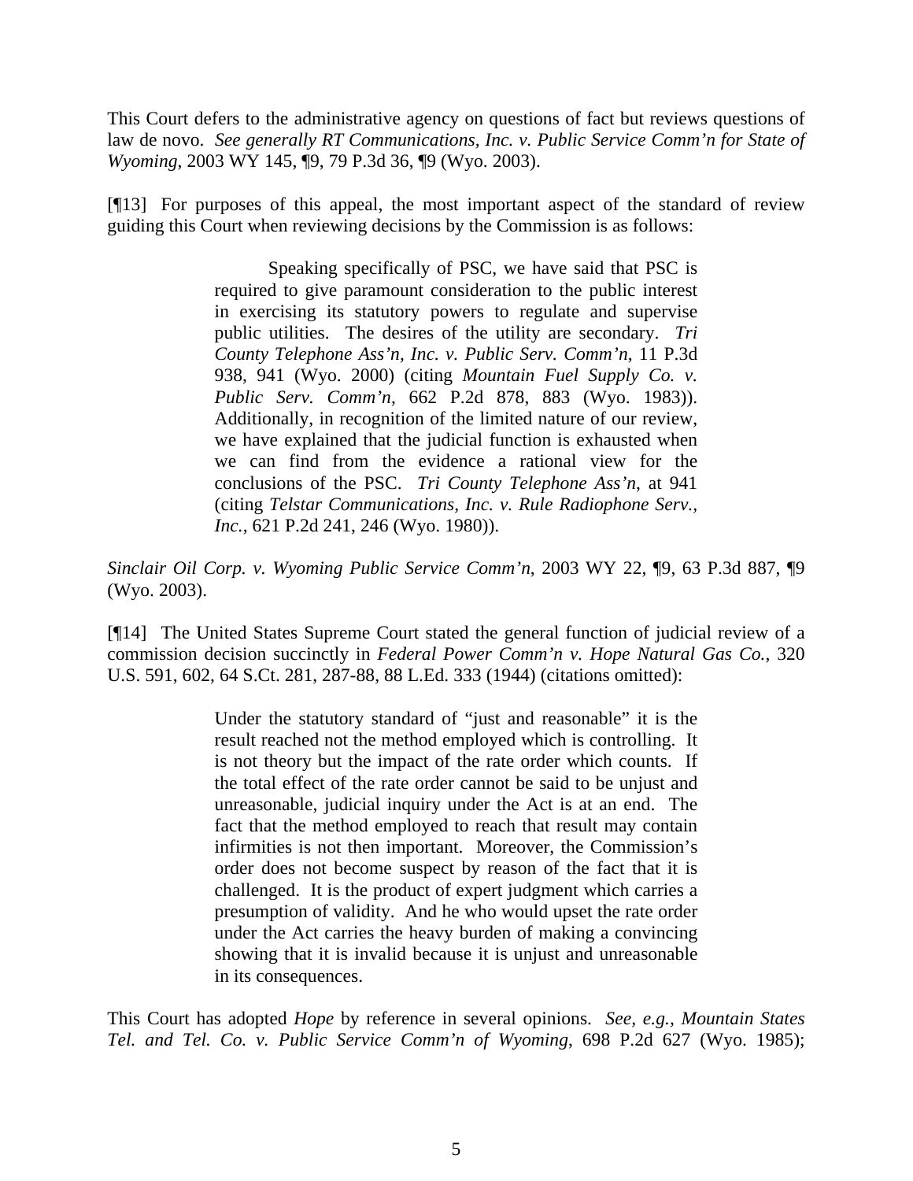This Court defers to the administrative agency on questions of fact but reviews questions of law de novo. *See generally RT Communications, Inc. v. Public Service Comm'n for State of Wyoming*, 2003 WY 145, ¶9, 79 P.3d 36, ¶9 (Wyo. 2003).

[¶13] For purposes of this appeal, the most important aspect of the standard of review guiding this Court when reviewing decisions by the Commission is as follows:

> Speaking specifically of PSC, we have said that PSC is required to give paramount consideration to the public interest in exercising its statutory powers to regulate and supervise public utilities. The desires of the utility are secondary. *Tri County Telephone Ass'n, Inc. v. Public Serv. Comm'n*, 11 P.3d 938, 941 (Wyo. 2000) (citing *Mountain Fuel Supply Co. v. Public Serv. Comm'n*, 662 P.2d 878, 883 (Wyo. 1983)). Additionally, in recognition of the limited nature of our review, we have explained that the judicial function is exhausted when we can find from the evidence a rational view for the conclusions of the PSC. *Tri County Telephone Ass'n*, at 941 (citing *Telstar Communications, Inc. v. Rule Radiophone Serv., Inc.*, 621 P.2d 241, 246 (Wyo. 1980)).

*Sinclair Oil Corp. v. Wyoming Public Service Comm'n*, 2003 WY 22, ¶9, 63 P.3d 887, ¶9 (Wyo. 2003).

[¶14] The United States Supreme Court stated the general function of judicial review of a commission decision succinctly in *Federal Power Comm'n v. Hope Natural Gas Co.*, 320 U.S. 591, 602, 64 S.Ct. 281, 287-88, 88 L.Ed. 333 (1944) (citations omitted):

> Under the statutory standard of "just and reasonable" it is the result reached not the method employed which is controlling. It is not theory but the impact of the rate order which counts. If the total effect of the rate order cannot be said to be unjust and unreasonable, judicial inquiry under the Act is at an end. The fact that the method employed to reach that result may contain infirmities is not then important. Moreover, the Commission's order does not become suspect by reason of the fact that it is challenged. It is the product of expert judgment which carries a presumption of validity. And he who would upset the rate order under the Act carries the heavy burden of making a convincing showing that it is invalid because it is unjust and unreasonable in its consequences.

This Court has adopted *Hope* by reference in several opinions. *See, e.g., Mountain States Tel. and Tel. Co. v. Public Service Comm'n of Wyoming*, 698 P.2d 627 (Wyo. 1985);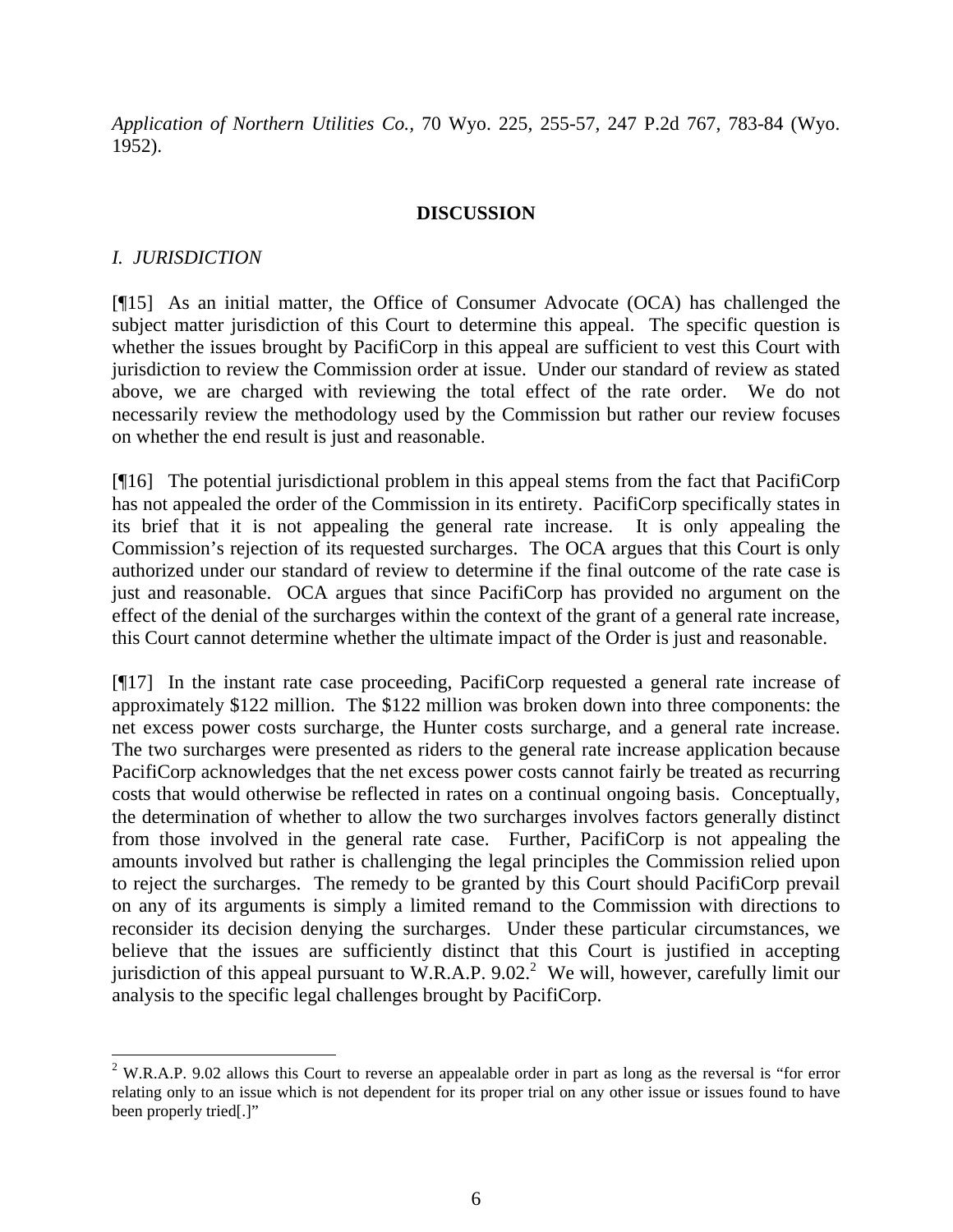*Application of Northern Utilities Co.*, 70 Wyo. 225, 255-57, 247 P.2d 767, 783-84 (Wyo. 1952).

## DISCUSSION

### *I. JURISDICTION*

[¶15] As an initial matter, the Office of Consumer Advocate (OCA) has challenged the subject matter jurisdiction of this Court to determine this appeal. The specific question is whether the issues brought by PacifiCorp in this appeal are sufficient to vest this Court with jurisdiction to review the Commission order at issue. Under our standard of review as stated above, we are charged with reviewing the total effect of the rate order. We do not necessarily review the methodology used by the Commission but rather our review focuses on whether the end result is just and reasonable.

[¶16] The potential jurisdictional problem in this appeal stems from the fact that PacifiCorp has not appealed the order of the Commission in its entirety. PacifiCorp specifically states in its brief that it is not appealing the general rate increase. It is only appealing the Commission's rejection of its requested surcharges. The OCA argues that this Court is only authorized under our standard of review to determine if the final outcome of the rate case is just and reasonable. OCA argues that since PacifiCorp has provided no argument on the effect of the denial of the surcharges within the context of the grant of a general rate increase, this Court cannot determine whether the ultimate impact of the Order is just and reasonable.

[¶17] In the instant rate case proceeding, PacifiCorp requested a general rate increase of approximately $122 million. The $122 million was broken down into three components: the net excess power costs surcharge, the Hunter costs surcharge, and a general rate increase. The two surcharges were presented as riders to the general rate increase application because PacifiCorp acknowledges that the net excess power costs cannot fairly be treated as recurring costs that would otherwise be reflected in rates on a continual ongoing basis. Conceptually, the determination of whether to allow the two surcharges involves factors generally distinct from those involved in the general rate case. Further, PacifiCorp is not appealing the amounts involved but rather is challenging the legal principles the Commission relied upon to reject the surcharges. The remedy to be granted by this Court should PacifiCorp prevail on any of its arguments is simply a limited remand to the Commission with directions to reconsider its decision denying the surcharges. Under these particular circumstances, we believe that the issues are sufficiently distinct that this Court is justified in accepting jurisdiction of this appeal pursuant to W.R.A.P. 9.02.[2] We will, however, carefully limit our analysis to the specific legal challenges brought by PacifiCorp.

---

[2] W.R.A.P. 9.02 allows this Court to reverse an appealable order in part as long as the reversal is "for error relating only to an issue which is not dependent for its proper trial on any other issue or issues found to have been properly tried[.]"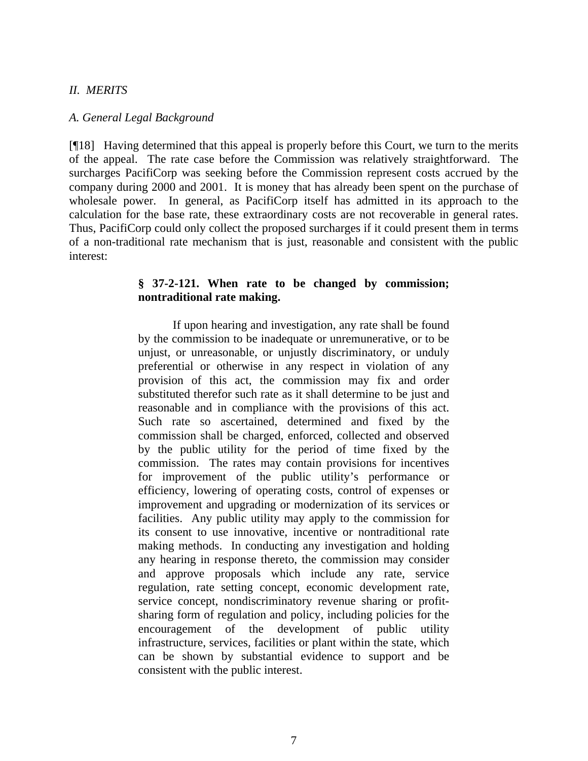*II. MERITS*

*A. General Legal Background*

[¶18] Having determined that this appeal is properly before this Court, we turn to the merits of the appeal. The rate case before the Commission was relatively straightforward. The surcharges PacifiCorp was seeking before the Commission represent costs accrued by the company during 2000 and 2001. It is money that has already been spent on the purchase of wholesale power. In general, as PacifiCorp itself has admitted in its approach to the calculation for the base rate, these extraordinary costs are not recoverable in general rates. Thus, PacifiCorp could only collect the proposed surcharges if it could present them in terms of a non-traditional rate mechanism that is just, reasonable and consistent with the public interest:

> **§ 37-2-121. When rate to be changed by commission; nontraditional rate making.**
>
> If upon hearing and investigation, any rate shall be found by the commission to be inadequate or unremunerative, or to be unjust, or unreasonable, or unjustly discriminatory, or unduly preferential or otherwise in any respect in violation of any provision of this act, the commission may fix and order substituted therefor such rate as it shall determine to be just and reasonable and in compliance with the provisions of this act. Such rate so ascertained, determined and fixed by the commission shall be charged, enforced, collected and observed by the public utility for the period of time fixed by the commission. The rates may contain provisions for incentives for improvement of the public utility's performance or efficiency, lowering of operating costs, control of expenses or improvement and upgrading or modernization of its services or facilities. Any public utility may apply to the commission for its consent to use innovative, incentive or nontraditional rate making methods. In conducting any investigation and holding any hearing in response thereto, the commission may consider and approve proposals which include any rate, service regulation, rate setting concept, economic development rate, service concept, nondiscriminatory revenue sharing or profit-sharing form of regulation and policy, including policies for the encouragement of the development of public utility infrastructure, services, facilities or plant within the state, which can be shown by substantial evidence to support and be consistent with the public interest.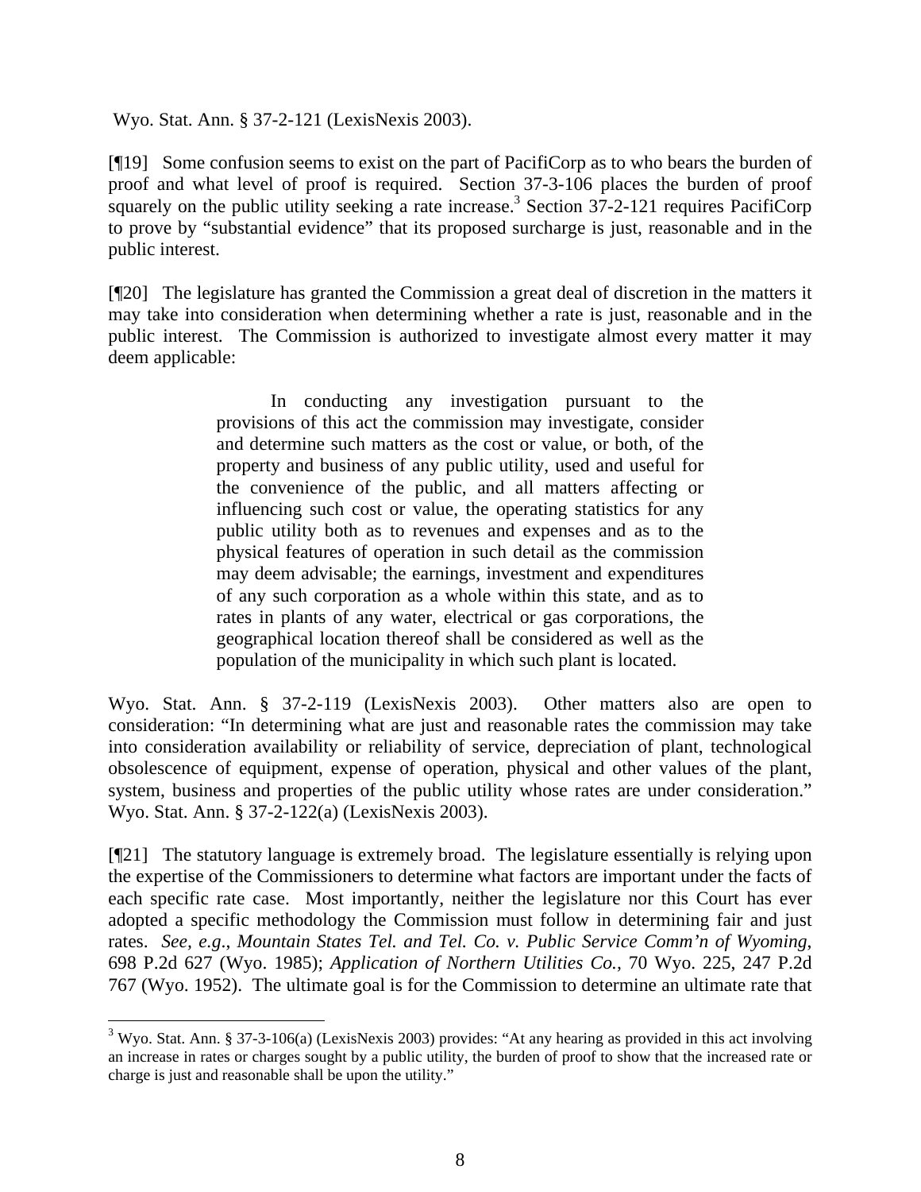Wyo. Stat. Ann. § 37-2-121 (LexisNexis 2003).

[¶19] Some confusion seems to exist on the part of PacifiCorp as to who bears the burden of proof and what level of proof is required. Section 37-3-106 places the burden of proof squarely on the public utility seeking a rate increase.[3] Section 37-2-121 requires PacifiCorp to prove by "substantial evidence" that its proposed surcharge is just, reasonable and in the public interest.

[¶20] The legislature has granted the Commission a great deal of discretion in the matters it may take into consideration when determining whether a rate is just, reasonable and in the public interest. The Commission is authorized to investigate almost every matter it may deem applicable:

> In conducting any investigation pursuant to the provisions of this act the commission may investigate, consider and determine such matters as the cost or value, or both, of the property and business of any public utility, used and useful for the convenience of the public, and all matters affecting or influencing such cost or value, the operating statistics for any public utility both as to revenues and expenses and as to the physical features of operation in such detail as the commission may deem advisable; the earnings, investment and expenditures of any such corporation as a whole within this state, and as to rates in plants of any water, electrical or gas corporations, the geographical location thereof shall be considered as well as the population of the municipality in which such plant is located.

Wyo. Stat. Ann. § 37-2-119 (LexisNexis 2003). Other matters also are open to consideration: "In determining what are just and reasonable rates the commission may take into consideration availability or reliability of service, depreciation of plant, technological obsolescence of equipment, expense of operation, physical and other values of the plant, system, business and properties of the public utility whose rates are under consideration." Wyo. Stat. Ann. § 37-2-122(a) (LexisNexis 2003).

[¶21] The statutory language is extremely broad. The legislature essentially is relying upon the expertise of the Commissioners to determine what factors are important under the facts of each specific rate case. Most importantly, neither the legislature nor this Court has ever adopted a specific methodology the Commission must follow in determining fair and just rates. *See, e.g.*, *Mountain States Tel. and Tel. Co. v. Public Service Comm'n of Wyoming*, 698 P.2d 627 (Wyo. 1985); *Application of Northern Utilities Co.*, 70 Wyo. 225, 247 P.2d 767 (Wyo. 1952). The ultimate goal is for the Commission to determine an ultimate rate that

---

[3] Wyo. Stat. Ann. § 37-3-106(a) (LexisNexis 2003) provides: "At any hearing as provided in this act involving an increase in rates or charges sought by a public utility, the burden of proof to show that the increased rate or charge is just and reasonable shall be upon the utility."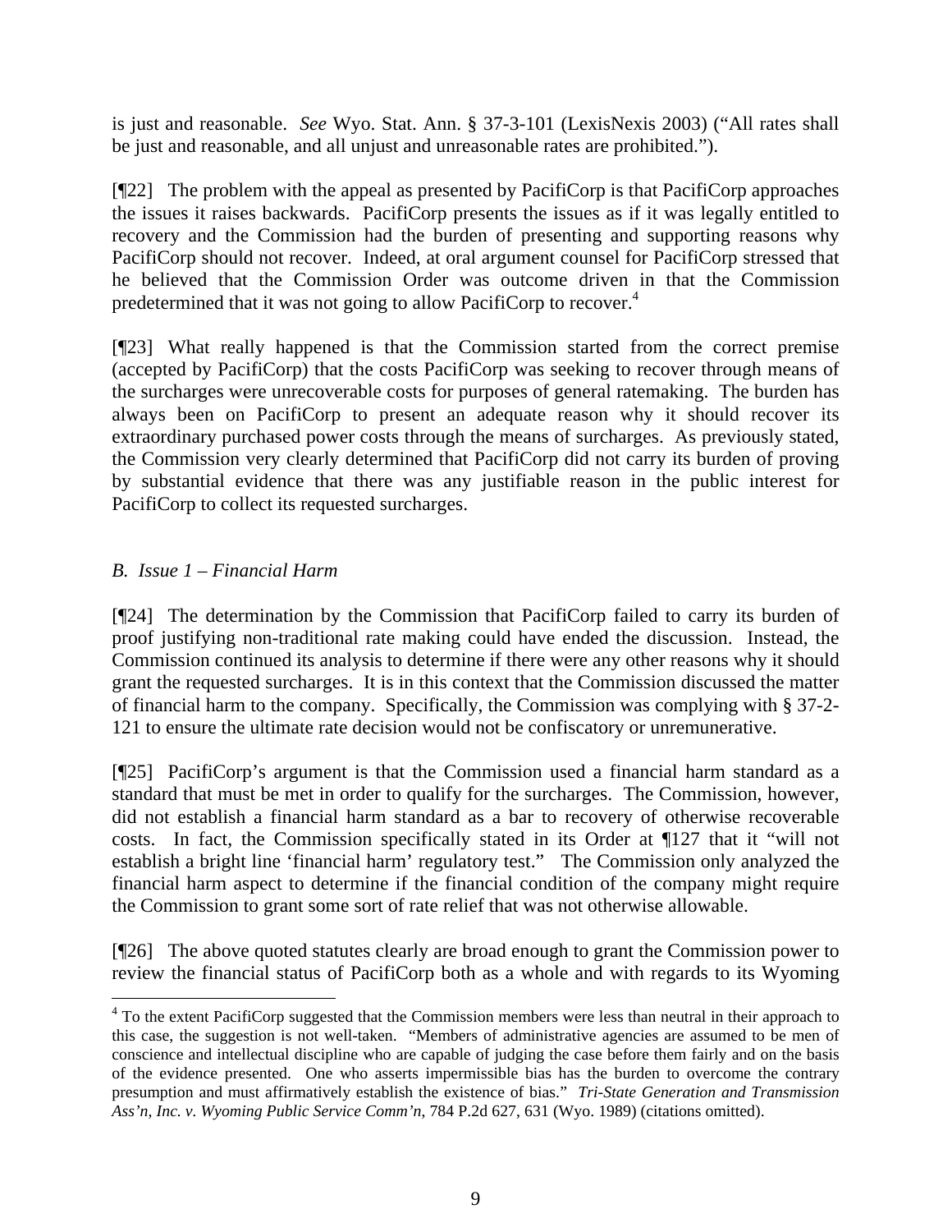is just and reasonable. *See* Wyo. Stat. Ann. § 37-3-101 (LexisNexis 2003) ("All rates shall be just and reasonable, and all unjust and unreasonable rates are prohibited.").

[¶22] The problem with the appeal as presented by PacifiCorp is that PacifiCorp approaches the issues it raises backwards. PacifiCorp presents the issues as if it was legally entitled to recovery and the Commission had the burden of presenting and supporting reasons why PacifiCorp should not recover. Indeed, at oral argument counsel for PacifiCorp stressed that he believed that the Commission Order was outcome driven in that the Commission predetermined that it was not going to allow PacifiCorp to recover.[4]

[¶23] What really happened is that the Commission started from the correct premise (accepted by PacifiCorp) that the costs PacifiCorp was seeking to recover through means of the surcharges were unrecoverable costs for purposes of general ratemaking. The burden has always been on PacifiCorp to present an adequate reason why it should recover its extraordinary purchased power costs through the means of surcharges. As previously stated, the Commission very clearly determined that PacifiCorp did not carry its burden of proving by substantial evidence that there was any justifiable reason in the public interest for PacifiCorp to collect its requested surcharges.

### *B. Issue 1 – Financial Harm*

[¶24] The determination by the Commission that PacifiCorp failed to carry its burden of proof justifying non-traditional rate making could have ended the discussion. Instead, the Commission continued its analysis to determine if there were any other reasons why it should grant the requested surcharges. It is in this context that the Commission discussed the matter of financial harm to the company. Specifically, the Commission was complying with § 37-2-121 to ensure the ultimate rate decision would not be confiscatory or unremunerative.

[¶25] PacifiCorp's argument is that the Commission used a financial harm standard as a standard that must be met in order to qualify for the surcharges. The Commission, however, did not establish a financial harm standard as a bar to recovery of otherwise recoverable costs. In fact, the Commission specifically stated in its Order at ¶127 that it "will not establish a bright line 'financial harm' regulatory test." The Commission only analyzed the financial harm aspect to determine if the financial condition of the company might require the Commission to grant some sort of rate relief that was not otherwise allowable.

[¶26] The above quoted statutes clearly are broad enough to grant the Commission power to review the financial status of PacifiCorp both as a whole and with regards to its Wyoming

---

[4] To the extent PacifiCorp suggested that the Commission members were less than neutral in their approach to this case, the suggestion is not well-taken. "Members of administrative agencies are assumed to be men of conscience and intellectual discipline who are capable of judging the case before them fairly and on the basis of the evidence presented. One who asserts impermissible bias has the burden to overcome the contrary presumption and must affirmatively establish the existence of bias." *Tri-State Generation and Transmission Ass'n, Inc. v. Wyoming Public Service Comm'n*, 784 P.2d 627, 631 (Wyo. 1989) (citations omitted).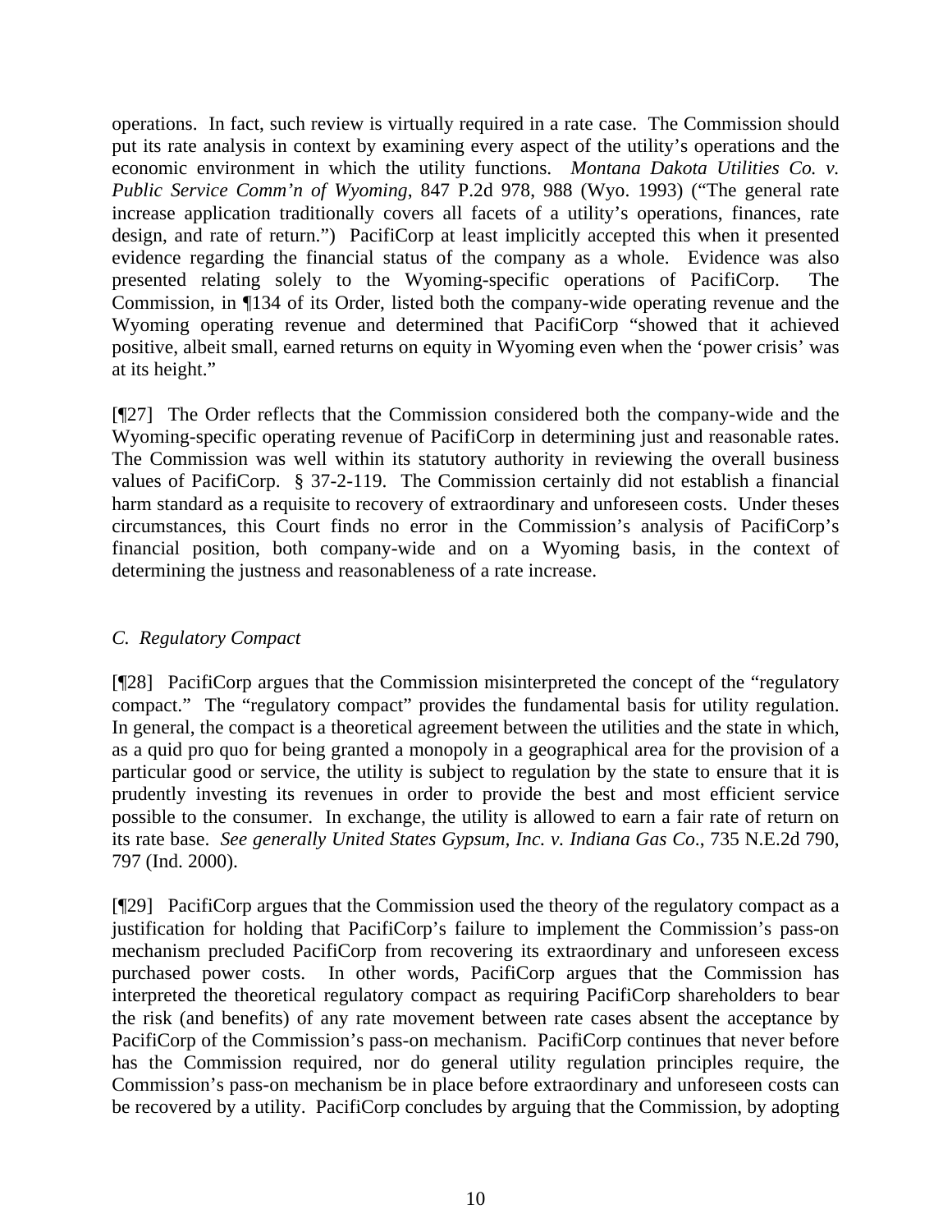operations. In fact, such review is virtually required in a rate case. The Commission should put its rate analysis in context by examining every aspect of the utility's operations and the economic environment in which the utility functions. *Montana Dakota Utilities Co. v. Public Service Comm'n of Wyoming*, 847 P.2d 978, 988 (Wyo. 1993) ("The general rate increase application traditionally covers all facets of a utility's operations, finances, rate design, and rate of return.") PacifiCorp at least implicitly accepted this when it presented evidence regarding the financial status of the company as a whole. Evidence was also presented relating solely to the Wyoming-specific operations of PacifiCorp. The Commission, in ¶134 of its Order, listed both the company-wide operating revenue and the Wyoming operating revenue and determined that PacifiCorp "showed that it achieved positive, albeit small, earned returns on equity in Wyoming even when the 'power crisis' was at its height."

[¶27] The Order reflects that the Commission considered both the company-wide and the Wyoming-specific operating revenue of PacifiCorp in determining just and reasonable rates. The Commission was well within its statutory authority in reviewing the overall business values of PacifiCorp. § 37-2-119. The Commission certainly did not establish a financial harm standard as a requisite to recovery of extraordinary and unforeseen costs. Under theses circumstances, this Court finds no error in the Commission's analysis of PacifiCorp's financial position, both company-wide and on a Wyoming basis, in the context of determining the justness and reasonableness of a rate increase.

*C. Regulatory Compact*

[¶28] PacifiCorp argues that the Commission misinterpreted the concept of the "regulatory compact." The "regulatory compact" provides the fundamental basis for utility regulation. In general, the compact is a theoretical agreement between the utilities and the state in which, as a quid pro quo for being granted a monopoly in a geographical area for the provision of a particular good or service, the utility is subject to regulation by the state to ensure that it is prudently investing its revenues in order to provide the best and most efficient service possible to the consumer. In exchange, the utility is allowed to earn a fair rate of return on its rate base. *See generally United States Gypsum, Inc. v. Indiana Gas Co.*, 735 N.E.2d 790, 797 (Ind. 2000).

[¶29] PacifiCorp argues that the Commission used the theory of the regulatory compact as a justification for holding that PacifiCorp's failure to implement the Commission's pass-on mechanism precluded PacifiCorp from recovering its extraordinary and unforeseen excess purchased power costs. In other words, PacifiCorp argues that the Commission has interpreted the theoretical regulatory compact as requiring PacifiCorp shareholders to bear the risk (and benefits) of any rate movement between rate cases absent the acceptance by PacifiCorp of the Commission's pass-on mechanism. PacifiCorp continues that never before has the Commission required, nor do general utility regulation principles require, the Commission's pass-on mechanism be in place before extraordinary and unforeseen costs can be recovered by a utility. PacifiCorp concludes by arguing that the Commission, by adopting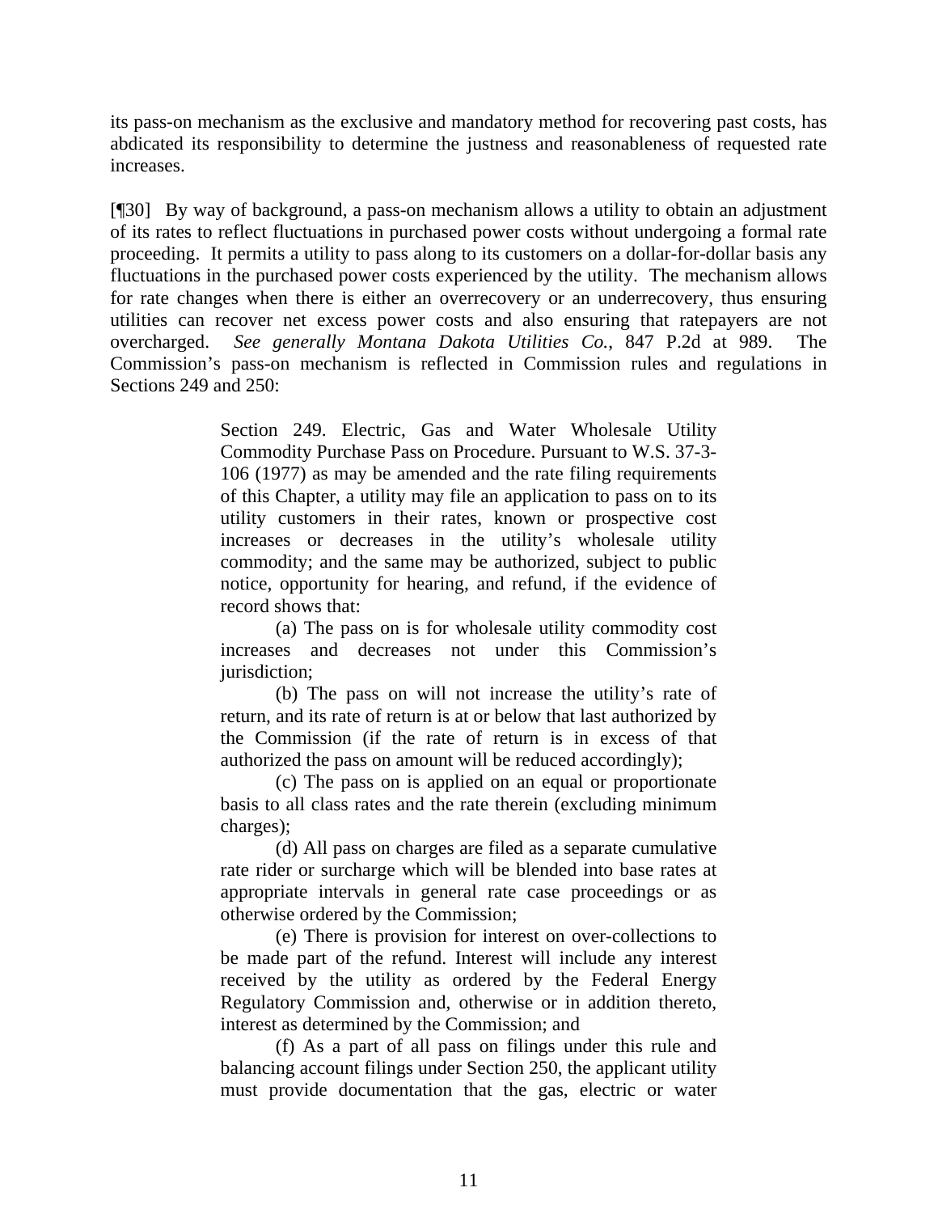its pass-on mechanism as the exclusive and mandatory method for recovering past costs, has abdicated its responsibility to determine the justness and reasonableness of requested rate increases.

[¶30] By way of background, a pass-on mechanism allows a utility to obtain an adjustment of its rates to reflect fluctuations in purchased power costs without undergoing a formal rate proceeding. It permits a utility to pass along to its customers on a dollar-for-dollar basis any fluctuations in the purchased power costs experienced by the utility. The mechanism allows for rate changes when there is either an overrecovery or an underrecovery, thus ensuring utilities can recover net excess power costs and also ensuring that ratepayers are not overcharged. *See generally Montana Dakota Utilities Co.*, 847 P.2d at 989. The Commission's pass-on mechanism is reflected in Commission rules and regulations in Sections 249 and 250:

> Section 249. Electric, Gas and Water Wholesale Utility Commodity Purchase Pass on Procedure. Pursuant to W.S. 37-3-106 (1977) as may be amended and the rate filing requirements of this Chapter, a utility may file an application to pass on to its utility customers in their rates, known or prospective cost increases or decreases in the utility's wholesale utility commodity; and the same may be authorized, subject to public notice, opportunity for hearing, and refund, if the evidence of record shows that:
>
> (a) The pass on is for wholesale utility commodity cost increases and decreases not under this Commission's jurisdiction;
>
> (b) The pass on will not increase the utility's rate of return, and its rate of return is at or below that last authorized by the Commission (if the rate of return is in excess of that authorized the pass on amount will be reduced accordingly);
>
> (c) The pass on is applied on an equal or proportionate basis to all class rates and the rate therein (excluding minimum charges);
>
> (d) All pass on charges are filed as a separate cumulative rate rider or surcharge which will be blended into base rates at appropriate intervals in general rate case proceedings or as otherwise ordered by the Commission;
>
> (e) There is provision for interest on over-collections to be made part of the refund. Interest will include any interest received by the utility as ordered by the Federal Energy Regulatory Commission and, otherwise or in addition thereto, interest as determined by the Commission; and
>
> (f) As a part of all pass on filings under this rule and balancing account filings under Section 250, the applicant utility must provide documentation that the gas, electric or water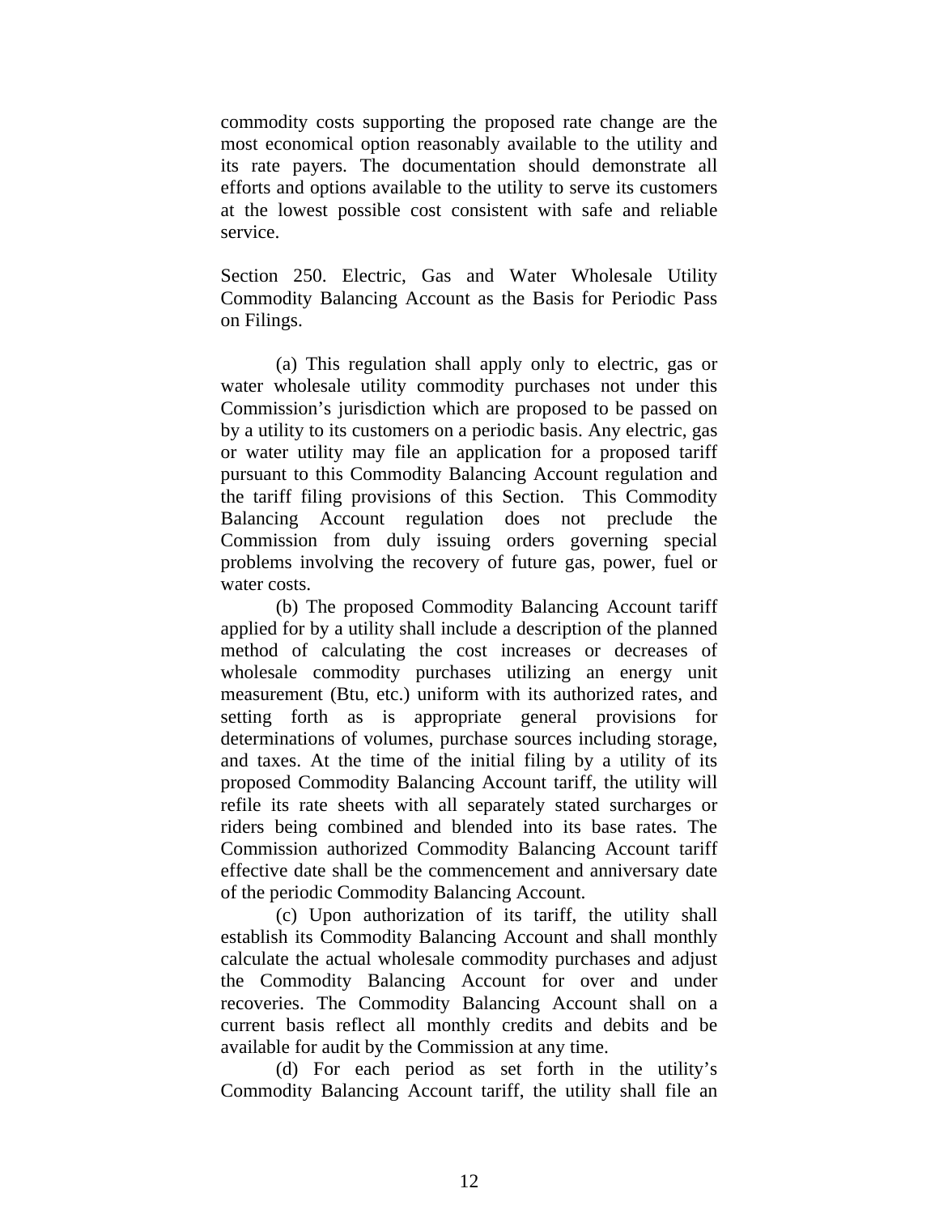commodity costs supporting the proposed rate change are the most economical option reasonably available to the utility and its rate payers. The documentation should demonstrate all efforts and options available to the utility to serve its customers at the lowest possible cost consistent with safe and reliable service.

Section 250. Electric, Gas and Water Wholesale Utility Commodity Balancing Account as the Basis for Periodic Pass on Filings.

(a) This regulation shall apply only to electric, gas or water wholesale utility commodity purchases not under this Commission's jurisdiction which are proposed to be passed on by a utility to its customers on a periodic basis. Any electric, gas or water utility may file an application for a proposed tariff pursuant to this Commodity Balancing Account regulation and the tariff filing provisions of this Section. This Commodity Balancing Account regulation does not preclude the Commission from duly issuing orders governing special problems involving the recovery of future gas, power, fuel or water costs.

(b) The proposed Commodity Balancing Account tariff applied for by a utility shall include a description of the planned method of calculating the cost increases or decreases of wholesale commodity purchases utilizing an energy unit measurement (Btu, etc.) uniform with its authorized rates, and setting forth as is appropriate general provisions for determinations of volumes, purchase sources including storage, and taxes. At the time of the initial filing by a utility of its proposed Commodity Balancing Account tariff, the utility will refile its rate sheets with all separately stated surcharges or riders being combined and blended into its base rates. The Commission authorized Commodity Balancing Account tariff effective date shall be the commencement and anniversary date of the periodic Commodity Balancing Account.

(c) Upon authorization of its tariff, the utility shall establish its Commodity Balancing Account and shall monthly calculate the actual wholesale commodity purchases and adjust the Commodity Balancing Account for over and under recoveries. The Commodity Balancing Account shall on a current basis reflect all monthly credits and debits and be available for audit by the Commission at any time.

(d) For each period as set forth in the utility's Commodity Balancing Account tariff, the utility shall file an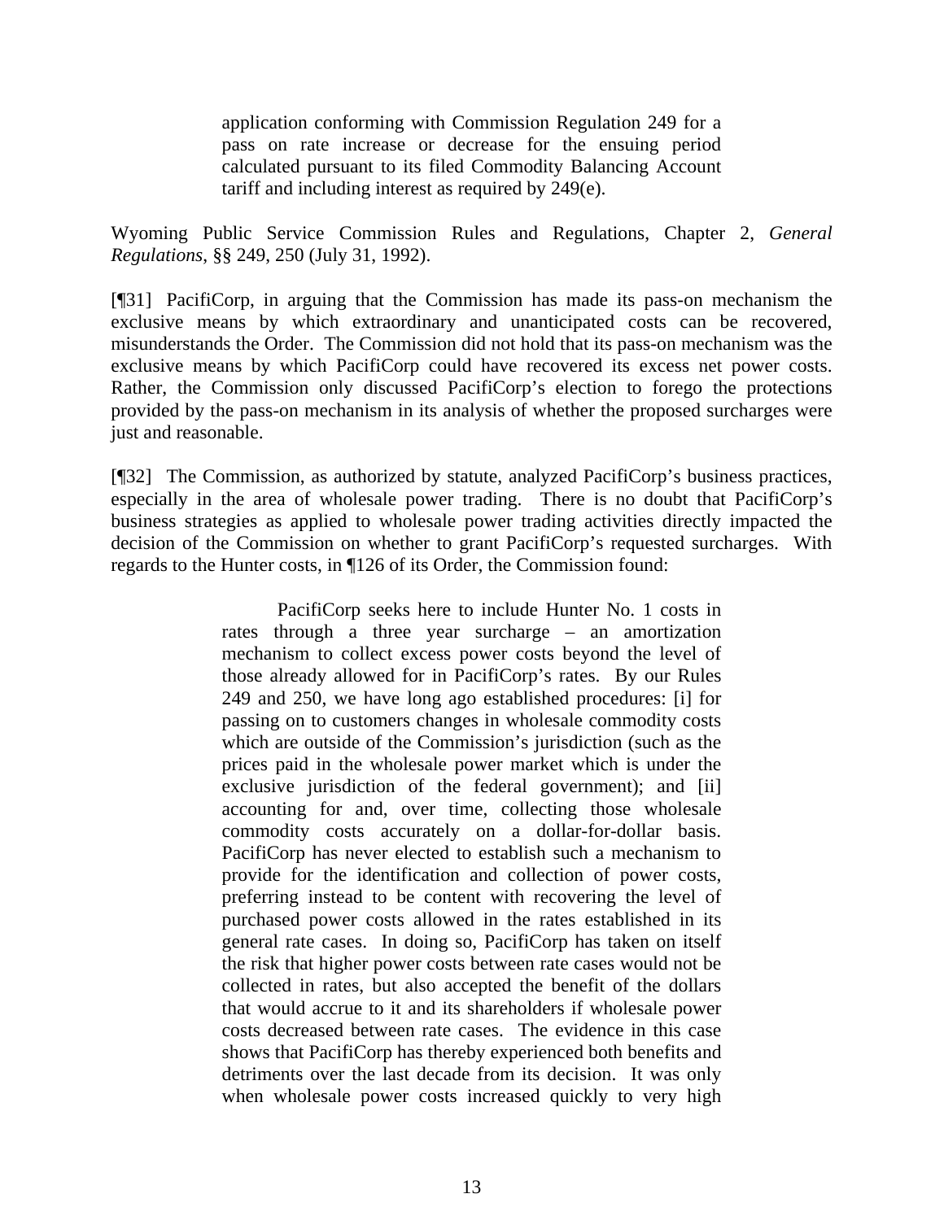> application conforming with Commission Regulation 249 for a pass on rate increase or decrease for the ensuing period calculated pursuant to its filed Commodity Balancing Account tariff and including interest as required by 249(e).

Wyoming Public Service Commission Rules and Regulations, Chapter 2, *General Regulations*, §§ 249, 250 (July 31, 1992).

[¶31] PacifiCorp, in arguing that the Commission has made its pass-on mechanism the exclusive means by which extraordinary and unanticipated costs can be recovered, misunderstands the Order. The Commission did not hold that its pass-on mechanism was the exclusive means by which PacifiCorp could have recovered its excess net power costs. Rather, the Commission only discussed PacifiCorp's election to forego the protections provided by the pass-on mechanism in its analysis of whether the proposed surcharges were just and reasonable.

[¶32] The Commission, as authorized by statute, analyzed PacifiCorp's business practices, especially in the area of wholesale power trading. There is no doubt that PacifiCorp's business strategies as applied to wholesale power trading activities directly impacted the decision of the Commission on whether to grant PacifiCorp's requested surcharges. With regards to the Hunter costs, in ¶126 of its Order, the Commission found:

> PacifiCorp seeks here to include Hunter No. 1 costs in rates through a three year surcharge – an amortization mechanism to collect excess power costs beyond the level of those already allowed for in PacifiCorp's rates. By our Rules 249 and 250, we have long ago established procedures: [i] for passing on to customers changes in wholesale commodity costs which are outside of the Commission's jurisdiction (such as the prices paid in the wholesale power market which is under the exclusive jurisdiction of the federal government); and [ii] accounting for and, over time, collecting those wholesale commodity costs accurately on a dollar-for-dollar basis. PacifiCorp has never elected to establish such a mechanism to provide for the identification and collection of power costs, preferring instead to be content with recovering the level of purchased power costs allowed in the rates established in its general rate cases. In doing so, PacifiCorp has taken on itself the risk that higher power costs between rate cases would not be collected in rates, but also accepted the benefit of the dollars that would accrue to it and its shareholders if wholesale power costs decreased between rate cases. The evidence in this case shows that PacifiCorp has thereby experienced both benefits and detriments over the last decade from its decision. It was only when wholesale power costs increased quickly to very high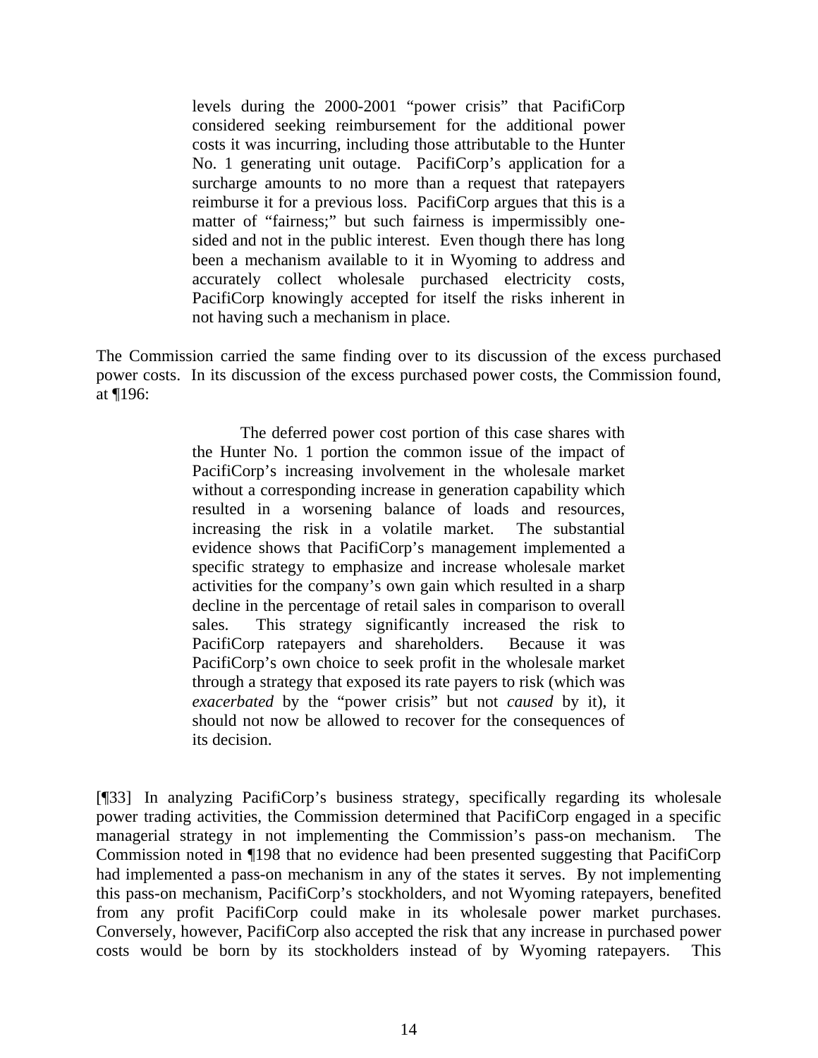> levels during the 2000-2001 "power crisis" that PacifiCorp considered seeking reimbursement for the additional power costs it was incurring, including those attributable to the Hunter No. 1 generating unit outage. PacifiCorp's application for a surcharge amounts to no more than a request that ratepayers reimburse it for a previous loss. PacifiCorp argues that this is a matter of "fairness;" but such fairness is impermissibly one-sided and not in the public interest. Even though there has long been a mechanism available to it in Wyoming to address and accurately collect wholesale purchased electricity costs, PacifiCorp knowingly accepted for itself the risks inherent in not having such a mechanism in place.

The Commission carried the same finding over to its discussion of the excess purchased power costs. In its discussion of the excess purchased power costs, the Commission found, at ¶196:

> The deferred power cost portion of this case shares with the Hunter No. 1 portion the common issue of the impact of PacifiCorp's increasing involvement in the wholesale market without a corresponding increase in generation capability which resulted in a worsening balance of loads and resources, increasing the risk in a volatile market. The substantial evidence shows that PacifiCorp's management implemented a specific strategy to emphasize and increase wholesale market activities for the company's own gain which resulted in a sharp decline in the percentage of retail sales in comparison to overall sales. This strategy significantly increased the risk to PacifiCorp ratepayers and shareholders. Because it was PacifiCorp's own choice to seek profit in the wholesale market through a strategy that exposed its rate payers to risk (which was *exacerbated* by the "power crisis" but not *caused* by it), it should not now be allowed to recover for the consequences of its decision.

[¶33] In analyzing PacifiCorp's business strategy, specifically regarding its wholesale power trading activities, the Commission determined that PacifiCorp engaged in a specific managerial strategy in not implementing the Commission's pass-on mechanism. The Commission noted in ¶198 that no evidence had been presented suggesting that PacifiCorp had implemented a pass-on mechanism in any of the states it serves. By not implementing this pass-on mechanism, PacifiCorp's stockholders, and not Wyoming ratepayers, benefited from any profit PacifiCorp could make in its wholesale power market purchases. Conversely, however, PacifiCorp also accepted the risk that any increase in purchased power costs would be born by its stockholders instead of by Wyoming ratepayers. This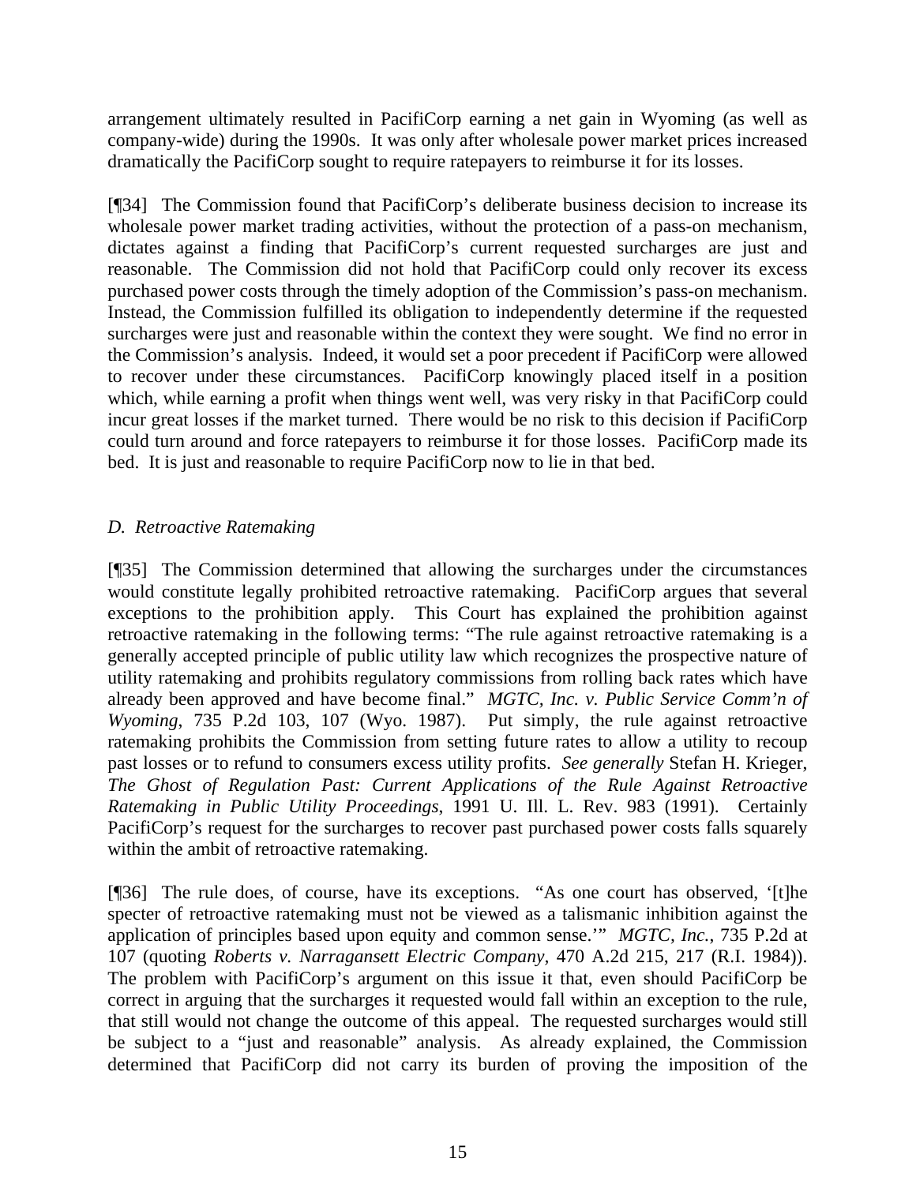arrangement ultimately resulted in PacifiCorp earning a net gain in Wyoming (as well as company-wide) during the 1990s. It was only after wholesale power market prices increased dramatically the PacifiCorp sought to require ratepayers to reimburse it for its losses.

[¶34] The Commission found that PacifiCorp's deliberate business decision to increase its wholesale power market trading activities, without the protection of a pass-on mechanism, dictates against a finding that PacifiCorp's current requested surcharges are just and reasonable. The Commission did not hold that PacifiCorp could only recover its excess purchased power costs through the timely adoption of the Commission's pass-on mechanism. Instead, the Commission fulfilled its obligation to independently determine if the requested surcharges were just and reasonable within the context they were sought. We find no error in the Commission's analysis. Indeed, it would set a poor precedent if PacifiCorp were allowed to recover under these circumstances. PacifiCorp knowingly placed itself in a position which, while earning a profit when things went well, was very risky in that PacifiCorp could incur great losses if the market turned. There would be no risk to this decision if PacifiCorp could turn around and force ratepayers to reimburse it for those losses. PacifiCorp made its bed. It is just and reasonable to require PacifiCorp now to lie in that bed.

*D. Retroactive Ratemaking*

[¶35] The Commission determined that allowing the surcharges under the circumstances would constitute legally prohibited retroactive ratemaking. PacifiCorp argues that several exceptions to the prohibition apply. This Court has explained the prohibition against retroactive ratemaking in the following terms: "The rule against retroactive ratemaking is a generally accepted principle of public utility law which recognizes the prospective nature of utility ratemaking and prohibits regulatory commissions from rolling back rates which have already been approved and have become final." *MGTC, Inc. v. Public Service Comm'n of Wyoming*, 735 P.2d 103, 107 (Wyo. 1987). Put simply, the rule against retroactive ratemaking prohibits the Commission from setting future rates to allow a utility to recoup past losses or to refund to consumers excess utility profits. *See generally* Stefan H. Krieger, *The Ghost of Regulation Past: Current Applications of the Rule Against Retroactive Ratemaking in Public Utility Proceedings*, 1991 U. Ill. L. Rev. 983 (1991). Certainly PacifiCorp's request for the surcharges to recover past purchased power costs falls squarely within the ambit of retroactive ratemaking.

[¶36] The rule does, of course, have its exceptions. "As one court has observed, '[t]he specter of retroactive ratemaking must not be viewed as a talismanic inhibition against the application of principles based upon equity and common sense.'" *MGTC, Inc.*, 735 P.2d at 107 (quoting *Roberts v. Narragansett Electric Company*, 470 A.2d 215, 217 (R.I. 1984)). The problem with PacifiCorp's argument on this issue it that, even should PacifiCorp be correct in arguing that the surcharges it requested would fall within an exception to the rule, that still would not change the outcome of this appeal. The requested surcharges would still be subject to a "just and reasonable" analysis. As already explained, the Commission determined that PacifiCorp did not carry its burden of proving the imposition of the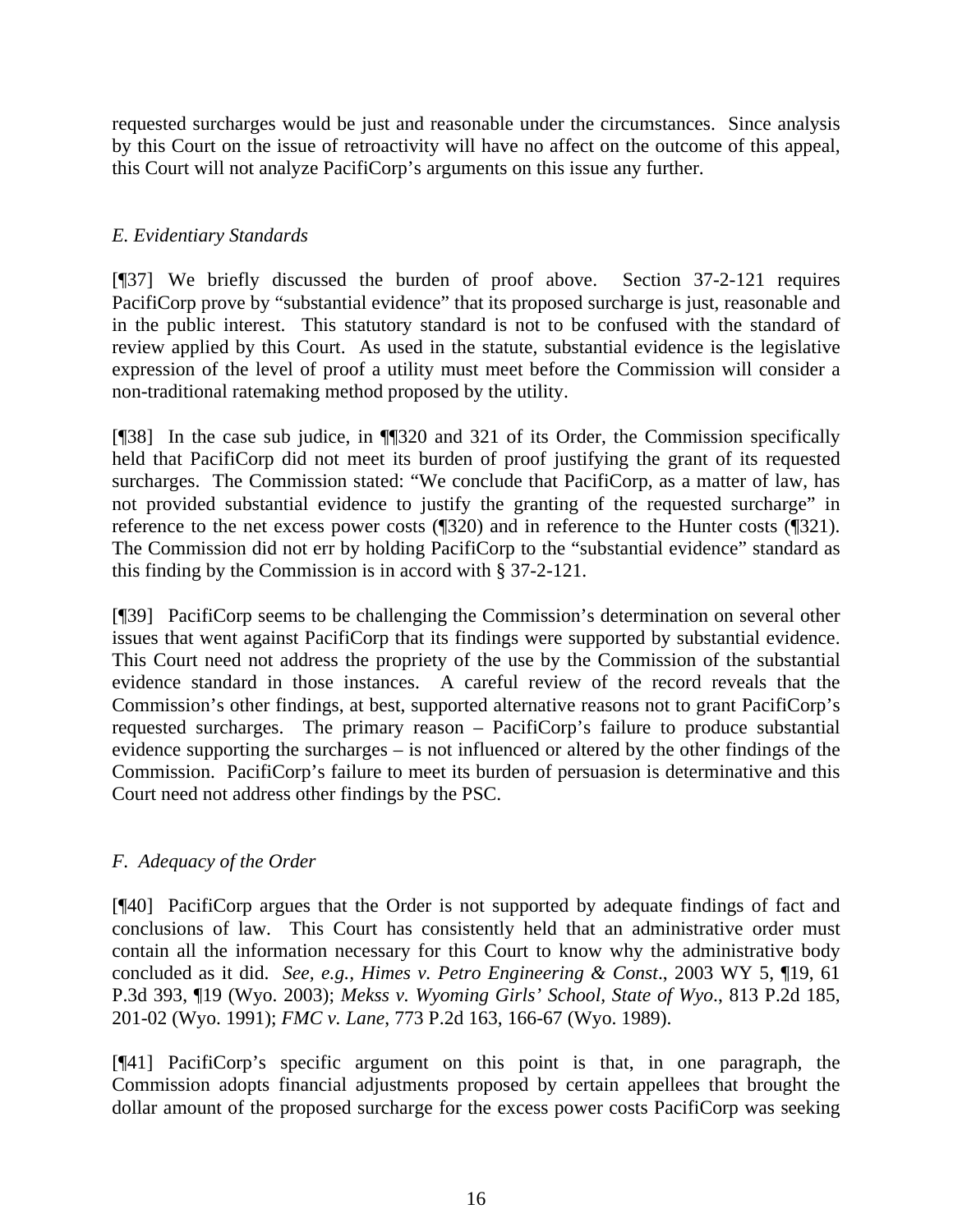requested surcharges would be just and reasonable under the circumstances. Since analysis by this Court on the issue of retroactivity will have no affect on the outcome of this appeal, this Court will not analyze PacifiCorp's arguments on this issue any further.

### *E. Evidentiary Standards*

[¶37] We briefly discussed the burden of proof above. Section 37-2-121 requires PacifiCorp prove by "substantial evidence" that its proposed surcharge is just, reasonable and in the public interest. This statutory standard is not to be confused with the standard of review applied by this Court. As used in the statute, substantial evidence is the legislative expression of the level of proof a utility must meet before the Commission will consider a non-traditional ratemaking method proposed by the utility.

[¶38] In the case sub judice, in ¶¶320 and 321 of its Order, the Commission specifically held that PacifiCorp did not meet its burden of proof justifying the grant of its requested surcharges. The Commission stated: "We conclude that PacifiCorp, as a matter of law, has not provided substantial evidence to justify the granting of the requested surcharge" in reference to the net excess power costs (¶320) and in reference to the Hunter costs (¶321). The Commission did not err by holding PacifiCorp to the "substantial evidence" standard as this finding by the Commission is in accord with § 37-2-121.

[¶39] PacifiCorp seems to be challenging the Commission's determination on several other issues that went against PacifiCorp that its findings were supported by substantial evidence. This Court need not address the propriety of the use by the Commission of the substantial evidence standard in those instances. A careful review of the record reveals that the Commission's other findings, at best, supported alternative reasons not to grant PacifiCorp's requested surcharges. The primary reason – PacifiCorp's failure to produce substantial evidence supporting the surcharges – is not influenced or altered by the other findings of the Commission. PacifiCorp's failure to meet its burden of persuasion is determinative and this Court need not address other findings by the PSC.

### *F. Adequacy of the Order*

[¶40] PacifiCorp argues that the Order is not supported by adequate findings of fact and conclusions of law. This Court has consistently held that an administrative order must contain all the information necessary for this Court to know why the administrative body concluded as it did. *See, e.g., Himes v. Petro Engineering & Const*., 2003 WY 5, ¶19, 61 P.3d 393, ¶19 (Wyo. 2003); *Mekss v. Wyoming Girls' School, State of Wyo*., 813 P.2d 185, 201-02 (Wyo. 1991); *FMC v. Lane*, 773 P.2d 163, 166-67 (Wyo. 1989).

[¶41] PacifiCorp's specific argument on this point is that, in one paragraph, the Commission adopts financial adjustments proposed by certain appellees that brought the dollar amount of the proposed surcharge for the excess power costs PacifiCorp was seeking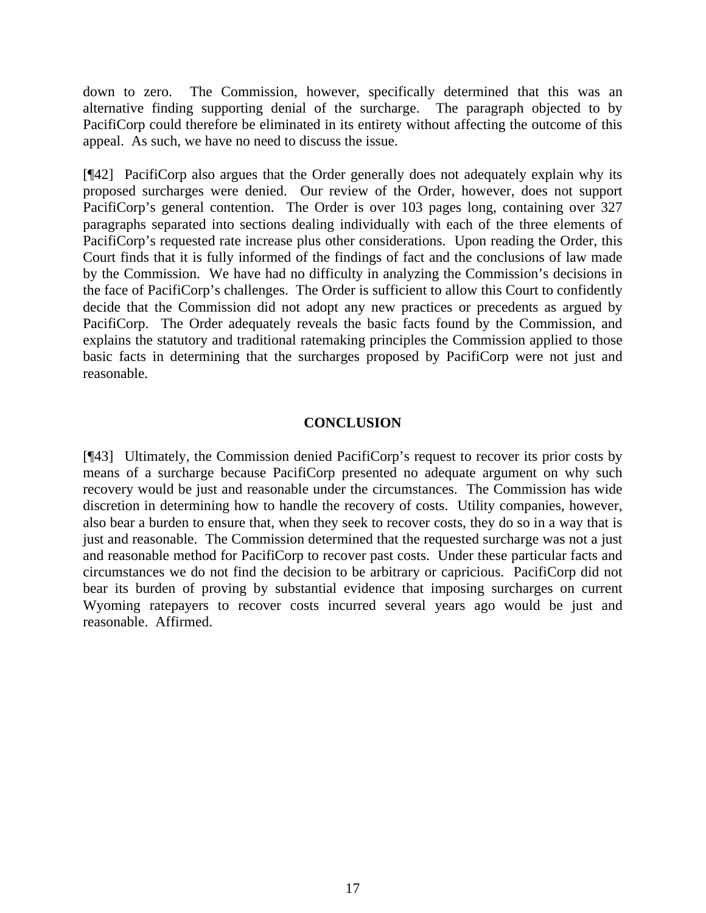down to zero. The Commission, however, specifically determined that this was an alternative finding supporting denial of the surcharge. The paragraph objected to by PacifiCorp could therefore be eliminated in its entirety without affecting the outcome of this appeal. As such, we have no need to discuss the issue.

[¶42] PacifiCorp also argues that the Order generally does not adequately explain why its proposed surcharges were denied. Our review of the Order, however, does not support PacifiCorp's general contention. The Order is over 103 pages long, containing over 327 paragraphs separated into sections dealing individually with each of the three elements of PacifiCorp's requested rate increase plus other considerations. Upon reading the Order, this Court finds that it is fully informed of the findings of fact and the conclusions of law made by the Commission. We have had no difficulty in analyzing the Commission's decisions in the face of PacifiCorp's challenges. The Order is sufficient to allow this Court to confidently decide that the Commission did not adopt any new practices or precedents as argued by PacifiCorp. The Order adequately reveals the basic facts found by the Commission, and explains the statutory and traditional ratemaking principles the Commission applied to those basic facts in determining that the surcharges proposed by PacifiCorp were not just and reasonable.

## CONCLUSION

[¶43] Ultimately, the Commission denied PacifiCorp's request to recover its prior costs by means of a surcharge because PacifiCorp presented no adequate argument on why such recovery would be just and reasonable under the circumstances. The Commission has wide discretion in determining how to handle the recovery of costs. Utility companies, however, also bear a burden to ensure that, when they seek to recover costs, they do so in a way that is just and reasonable. The Commission determined that the requested surcharge was not a just and reasonable method for PacifiCorp to recover past costs. Under these particular facts and circumstances we do not find the decision to be arbitrary or capricious. PacifiCorp did not bear its burden of proving by substantial evidence that imposing surcharges on current Wyoming ratepayers to recover costs incurred several years ago would be just and reasonable. Affirmed.